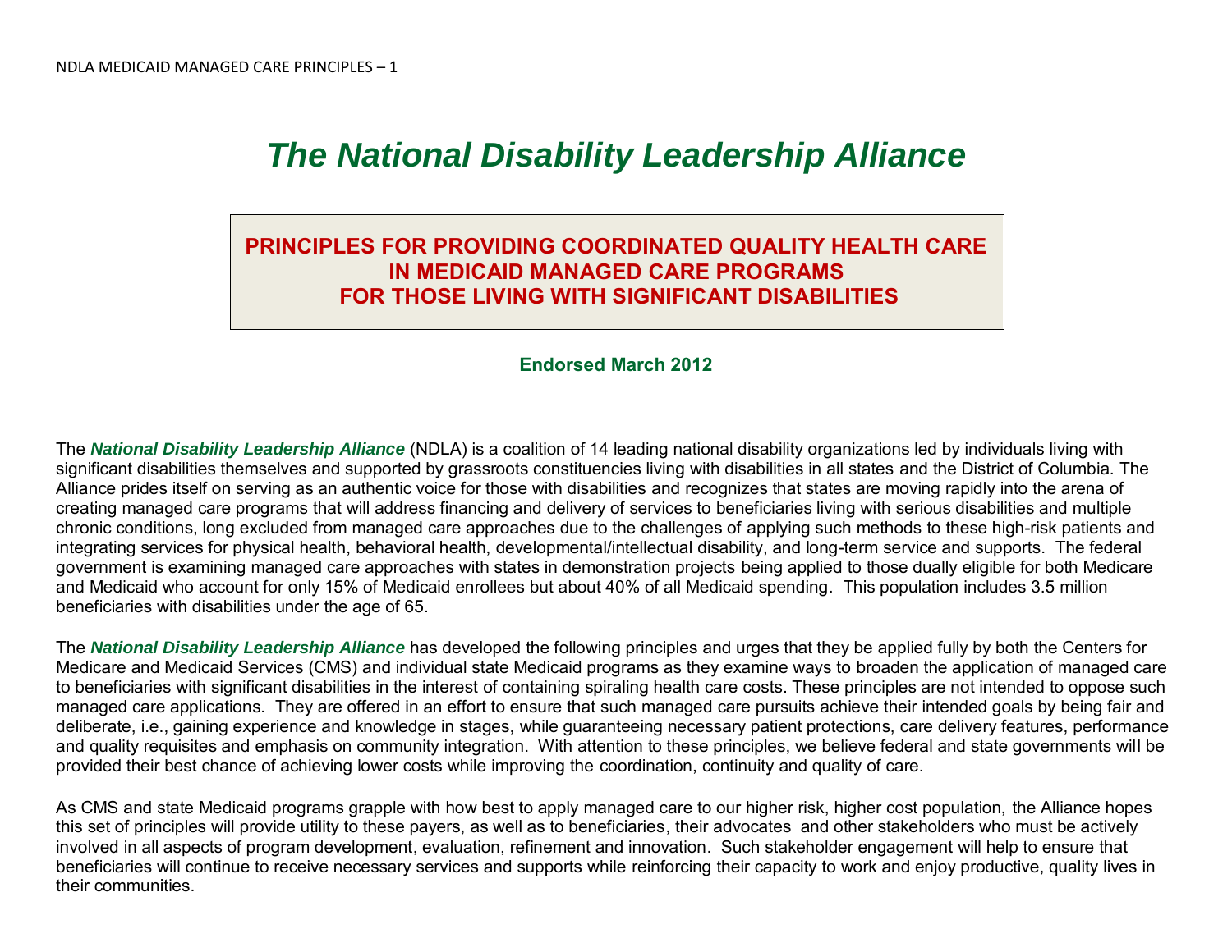# *The National Disability Leadership Alliance*

## PRINCIPLES FOR PROVIDING COORDINATED QUALITY HEALTH CARE IN MEDICAID MANAGED CARE PROGRAMS FOR THOSE LIVING WITH SIGNIFICANT DISABILITIES

**Endorsed March 2012**

The ***National Disability Leadership Alliance*** (NDLA) is a coalition of 14 leading national disability organizations led by individuals living with significant disabilities themselves and supported by grassroots constituencies living with disabilities in all states and the District of Columbia. The Alliance prides itself on serving as an authentic voice for those with disabilities and recognizes that states are moving rapidly into the arena of creating managed care programs that will address financing and delivery of services to beneficiaries living with serious disabilities and multiple chronic conditions, long excluded from managed care approaches due to the challenges of applying such methods to these high-risk patients and integrating services for physical health, behavioral health, developmental/intellectual disability, and long-term service and supports. The federal government is examining managed care approaches with states in demonstration projects being applied to those dually eligible for both Medicare and Medicaid who account for only 15% of Medicaid enrollees but about 40% of all Medicaid spending. This population includes 3.5 million beneficiaries with disabilities under the age of 65.

The ***National Disability Leadership Alliance*** has developed the following principles and urges that they be applied fully by both the Centers for Medicare and Medicaid Services (CMS) and individual state Medicaid programs as they examine ways to broaden the application of managed care to beneficiaries with significant disabilities in the interest of containing spiraling health care costs. These principles are not intended to oppose such managed care applications. They are offered in an effort to ensure that such managed care pursuits achieve their intended goals by being fair and deliberate, i.e., gaining experience and knowledge in stages, while guaranteeing necessary patient protections, care delivery features, performance and quality requisites and emphasis on community integration. With attention to these principles, we believe federal and state governments will be provided their best chance of achieving lower costs while improving the coordination, continuity and quality of care.

As CMS and state Medicaid programs grapple with how best to apply managed care to our higher risk, higher cost population, the Alliance hopes this set of principles will provide utility to these payers, as well as to beneficiaries, their advocates and other stakeholders who must be actively involved in all aspects of program development, evaluation, refinement and innovation. Such stakeholder engagement will help to ensure that beneficiaries will continue to receive necessary services and supports while reinforcing their capacity to work and enjoy productive, quality lives in their communities.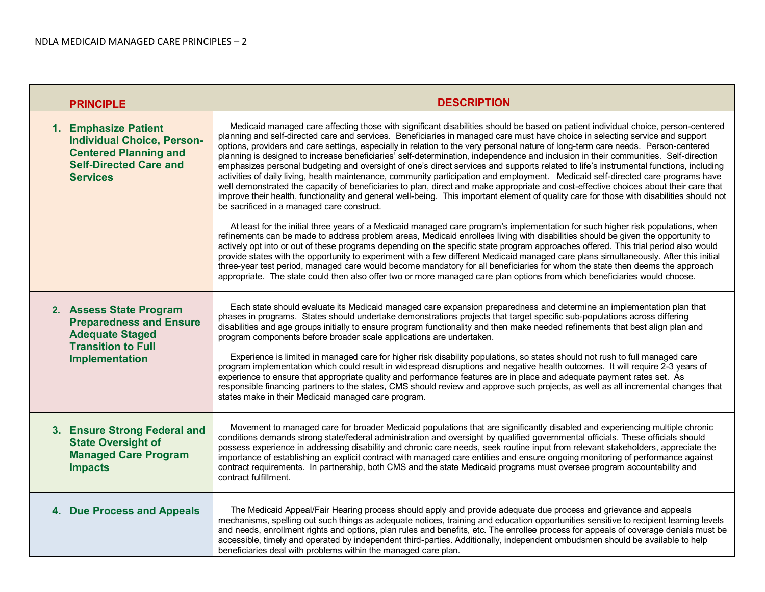| PRINCIPLE | DESCRIPTION |
|---|---|
| **1. Emphasize Patient Individual Choice, Person-Centered Planning and Self-Directed Care and Services** | Medicaid managed care affecting those with significant disabilities should be based on patient individual choice, person-centered planning and self-directed care and services. Beneficiaries in managed care must have choice in selecting service and support options, providers and care settings, especially in relation to the very personal nature of long-term care needs. Person-centered planning is designed to increase beneficiaries' self-determination, independence and inclusion in their communities. Self-direction emphasizes personal budgeting and oversight of one's direct services and supports related to life's instrumental functions, including activities of daily living, health maintenance, community participation and employment. Medicaid self-directed care programs have well demonstrated the capacity of beneficiaries to plan, direct and make appropriate and cost-effective choices about their care that improve their health, functionality and general well-being. This important element of quality care for those with disabilities should not be sacrificed in a managed care construct.<br><br>At least for the initial three years of a Medicaid managed care program's implementation for such higher risk populations, when refinements can be made to address problem areas, Medicaid enrollees living with disabilities should be given the opportunity to actively opt into or out of these programs depending on the specific state program approaches offered. This trial period also would provide states with the opportunity to experiment with a few different Medicaid managed care plans simultaneously. After this initial three-year test period, managed care would become mandatory for all beneficiaries for whom the state then deems the approach appropriate. The state could then also offer two or more managed care plan options from which beneficiaries would choose. |
| **2. Assess State Program Preparedness and Ensure Adequate Staged Transition to Full Implementation** | Each state should evaluate its Medicaid managed care expansion preparedness and determine an implementation plan that phases in programs. States should undertake demonstrations projects that target specific sub-populations across differing disabilities and age groups initially to ensure program functionality and then make needed refinements that best align plan and program components before broader scale applications are undertaken.<br><br>Experience is limited in managed care for higher risk disability populations, so states should not rush to full managed care program implementation which could result in widespread disruptions and negative health outcomes. It will require 2-3 years of experience to ensure that appropriate quality and performance features are in place and adequate payment rates set. As responsible financing partners to the states, CMS should review and approve such projects, as well as all incremental changes that states make in their Medicaid managed care program. |
| **3. Ensure Strong Federal and State Oversight of Managed Care Program Impacts** | Movement to managed care for broader Medicaid populations that are significantly disabled and experiencing multiple chronic conditions demands strong state/federal administration and oversight by qualified governmental officials. These officials should possess experience in addressing disability and chronic care needs, seek routine input from relevant stakeholders, appreciate the importance of establishing an explicit contract with managed care entities and ensure ongoing monitoring of performance against contract requirements. In partnership, both CMS and the state Medicaid programs must oversee program accountability and contract fulfillment. |
| **4. Due Process and Appeals** | The Medicaid Appeal/Fair Hearing process should apply and provide adequate due process and grievance and appeals mechanisms, spelling out such things as adequate notices, training and education opportunities sensitive to recipient learning levels and needs, enrollment rights and options, plan rules and benefits, etc. The enrollee process for appeals of coverage denials must be accessible, timely and operated by independent third-parties. Additionally, independent ombudsmen should be available to help beneficiaries deal with problems within the managed care plan. |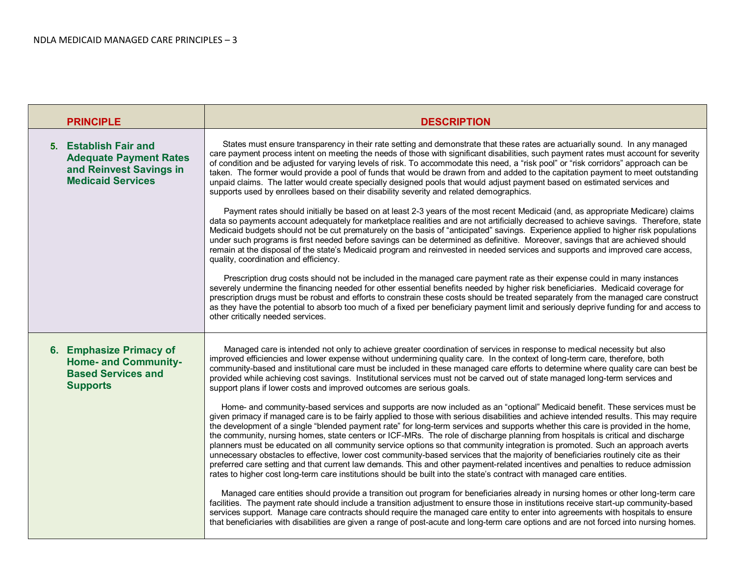| PRINCIPLE | DESCRIPTION |
|---|---|
| **5. Establish Fair and Adequate Payment Rates and Reinvest Savings in Medicaid Services** | States must ensure transparency in their rate setting and demonstrate that these rates are actuarially sound. In any managed care payment process intent on meeting the needs of those with significant disabilities, such payment rates must account for severity of condition and be adjusted for varying levels of risk. To accommodate this need, a "risk pool" or "risk corridors" approach can be taken. The former would provide a pool of funds that would be drawn from and added to the capitation payment to meet outstanding unpaid claims. The latter would create specially designed pools that would adjust payment based on estimated services and supports used by enrollees based on their disability severity and related demographics.<br><br>Payment rates should initially be based on at least 2-3 years of the most recent Medicaid (and, as appropriate Medicare) claims data so payments account adequately for marketplace realities and are not artificially decreased to achieve savings. Therefore, state Medicaid budgets should not be cut prematurely on the basis of "anticipated" savings. Experience applied to higher risk populations under such programs is first needed before savings can be determined as definitive. Moreover, savings that are achieved should remain at the disposal of the state's Medicaid program and reinvested in needed services and supports and improved care access, quality, coordination and efficiency.<br><br>Prescription drug costs should not be included in the managed care payment rate as their expense could in many instances severely undermine the financing needed for other essential benefits needed by higher risk beneficiaries. Medicaid coverage for prescription drugs must be robust and efforts to constrain these costs should be treated separately from the managed care construct as they have the potential to absorb too much of a fixed per beneficiary payment limit and seriously deprive funding for and access to other critically needed services. |
| **6. Emphasize Primacy of Home- and Community-Based Services and Supports** | Managed care is intended not only to achieve greater coordination of services in response to medical necessity but also improved efficiencies and lower expense without undermining quality care. In the context of long-term care, therefore, both community-based and institutional care must be included in these managed care efforts to determine where quality care can best be provided while achieving cost savings. Institutional services must not be carved out of state managed long-term services and support plans if lower costs and improved outcomes are serious goals.<br><br>Home- and community-based services and supports are now included as an "optional" Medicaid benefit. These services must be given primacy if managed care is to be fairly applied to those with serious disabilities and achieve intended results. This may require the development of a single "blended payment rate" for long-term services and supports whether this care is provided in the home, the community, nursing homes, state centers or ICF-MRs. The role of discharge planning from hospitals is critical and discharge planners must be educated on all community service options so that community integration is promoted. Such an approach averts unnecessary obstacles to effective, lower cost community-based services that the majority of beneficiaries routinely cite as their preferred care setting and that current law demands. This and other payment-related incentives and penalties to reduce admission rates to higher cost long-term care institutions should be built into the state's contract with managed care entities.<br><br>Managed care entities should provide a transition out program for beneficiaries already in nursing homes or other long-term care facilities. The payment rate should include a transition adjustment to ensure those in institutions receive start-up community-based services support. Manage care contracts should require the managed care entity to enter into agreements with hospitals to ensure that beneficiaries with disabilities are given a range of post-acute and long-term care options and are not forced into nursing homes. |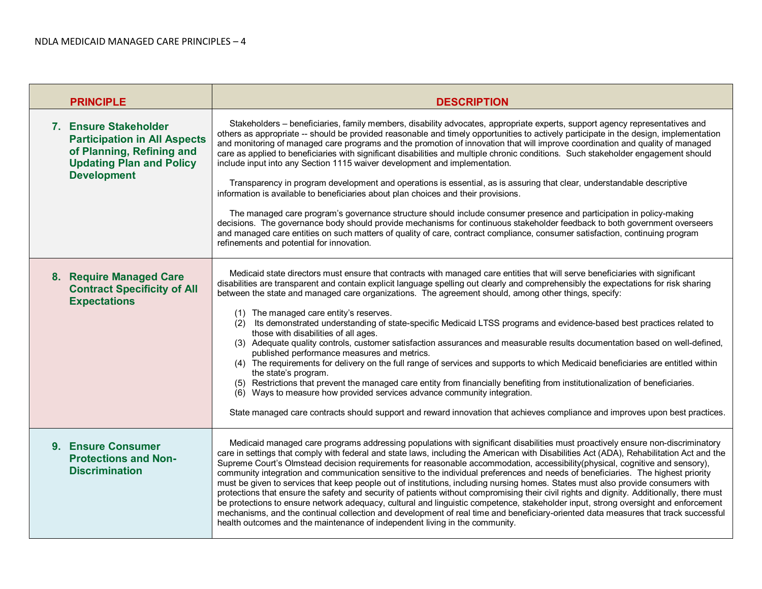| PRINCIPLE | DESCRIPTION |
| --- | --- |
| **7. Ensure Stakeholder Participation in All Aspects of Planning, Refining and Updating Plan and Policy Development** | Stakeholders – beneficiaries, family members, disability advocates, appropriate experts, support agency representatives and others as appropriate -- should be provided reasonable and timely opportunities to actively participate in the design, implementation and monitoring of managed care programs and the promotion of innovation that will improve coordination and quality of managed care as applied to beneficiaries with significant disabilities and multiple chronic conditions. Such stakeholder engagement should include input into any Section 1115 waiver development and implementation.<br><br>Transparency in program development and operations is essential, as is assuring that clear, understandable descriptive information is available to beneficiaries about plan choices and their provisions.<br><br>The managed care program's governance structure should include consumer presence and participation in policy-making decisions. The governance body should provide mechanisms for continuous stakeholder feedback to both government overseers and managed care entities on such matters of quality of care, contract compliance, consumer satisfaction, continuing program refinements and potential for innovation. |
| **8. Require Managed Care Contract Specificity of All Expectations** | Medicaid state directors must ensure that contracts with managed care entities that will serve beneficiaries with significant disabilities are transparent and contain explicit language spelling out clearly and comprehensibly the expectations for risk sharing between the state and managed care organizations. The agreement should, among other things, specify:<br><br>(1) The managed care entity's reserves.<br>(2) Its demonstrated understanding of state-specific Medicaid LTSS programs and evidence-based best practices related to those with disabilities of all ages.<br>(3) Adequate quality controls, customer satisfaction assurances and measurable results documentation based on well-defined, published performance measures and metrics.<br>(4) The requirements for delivery on the full range of services and supports to which Medicaid beneficiaries are entitled within the state's program.<br>(5) Restrictions that prevent the managed care entity from financially benefiting from institutionalization of beneficiaries.<br>(6) Ways to measure how provided services advance community integration.<br><br>State managed care contracts should support and reward innovation that achieves compliance and improves upon best practices. |
| **9. Ensure Consumer Protections and Non-Discrimination** | Medicaid managed care programs addressing populations with significant disabilities must proactively ensure non-discriminatory care in settings that comply with federal and state laws, including the American with Disabilities Act (ADA), Rehabilitation Act and the Supreme Court's Olmstead decision requirements for reasonable accommodation, accessibility(physical, cognitive and sensory), community integration and communication sensitive to the individual preferences and needs of beneficiaries. The highest priority must be given to services that keep people out of institutions, including nursing homes. States must also provide consumers with protections that ensure the safety and security of patients without compromising their civil rights and dignity. Additionally, there must be protections to ensure network adequacy, cultural and linguistic competence, stakeholder input, strong oversight and enforcement mechanisms, and the continual collection and development of real time and beneficiary-oriented data measures that track successful health outcomes and the maintenance of independent living in the community. |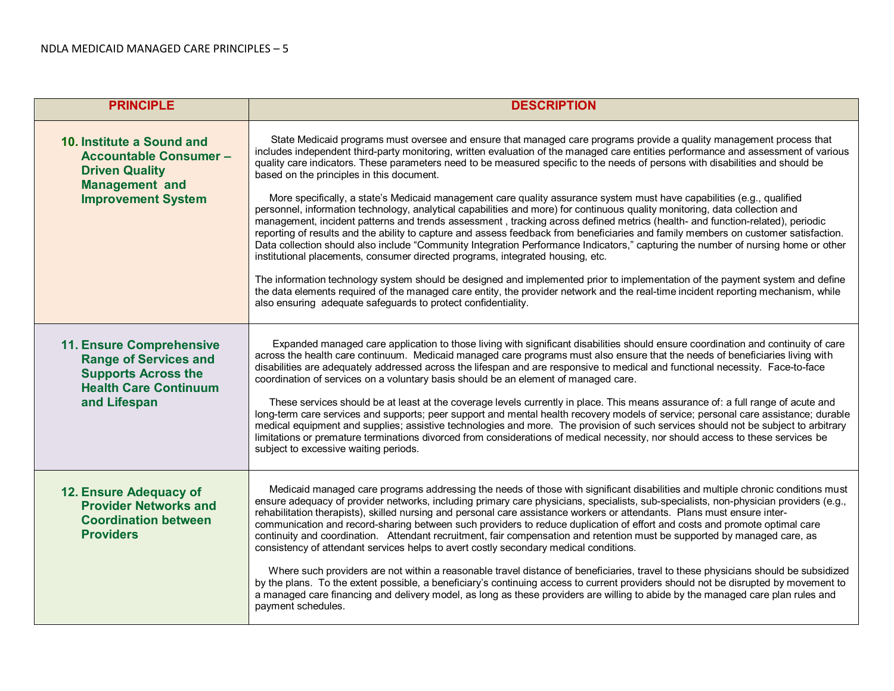| PRINCIPLE | DESCRIPTION |
|---|---|
| **10. Institute a Sound and Accountable Consumer – Driven Quality Management and Improvement System** | State Medicaid programs must oversee and ensure that managed care programs provide a quality management process that includes independent third-party monitoring, written evaluation of the managed care entities performance and assessment of various quality care indicators. These parameters need to be measured specific to the needs of persons with disabilities and should be based on the principles in this document.<br><br>More specifically, a state's Medicaid management care quality assurance system must have capabilities (e.g., qualified personnel, information technology, analytical capabilities and more) for continuous quality monitoring, data collection and management, incident patterns and trends assessment , tracking across defined metrics (health- and function-related), periodic reporting of results and the ability to capture and assess feedback from beneficiaries and family members on customer satisfaction. Data collection should also include "Community Integration Performance Indicators," capturing the number of nursing home or other institutional placements, consumer directed programs, integrated housing, etc.<br><br>The information technology system should be designed and implemented prior to implementation of the payment system and define the data elements required of the managed care entity, the provider network and the real-time incident reporting mechanism, while also ensuring adequate safeguards to protect confidentiality. |
| **11. Ensure Comprehensive Range of Services and Supports Across the Health Care Continuum and Lifespan** | Expanded managed care application to those living with significant disabilities should ensure coordination and continuity of care across the health care continuum. Medicaid managed care programs must also ensure that the needs of beneficiaries living with disabilities are adequately addressed across the lifespan and are responsive to medical and functional necessity. Face-to-face coordination of services on a voluntary basis should be an element of managed care.<br><br>These services should be at least at the coverage levels currently in place. This means assurance of: a full range of acute and long-term care services and supports; peer support and mental health recovery models of service; personal care assistance; durable medical equipment and supplies; assistive technologies and more. The provision of such services should not be subject to arbitrary limitations or premature terminations divorced from considerations of medical necessity, nor should access to these services be subject to excessive waiting periods. |
| **12. Ensure Adequacy of Provider Networks and Coordination between Providers** | Medicaid managed care programs addressing the needs of those with significant disabilities and multiple chronic conditions must ensure adequacy of provider networks, including primary care physicians, specialists, sub-specialists, non-physician providers (e.g., rehabilitation therapists), skilled nursing and personal care assistance workers or attendants. Plans must ensure inter-communication and record-sharing between such providers to reduce duplication of effort and costs and promote optimal care continuity and coordination. Attendant recruitment, fair compensation and retention must be supported by managed care, as consistency of attendant services helps to avert costly secondary medical conditions.<br><br>Where such providers are not within a reasonable travel distance of beneficiaries, travel to these physicians should be subsidized by the plans. To the extent possible, a beneficiary's continuing access to current providers should not be disrupted by movement to a managed care financing and delivery model, as long as these providers are willing to abide by the managed care plan rules and payment schedules. |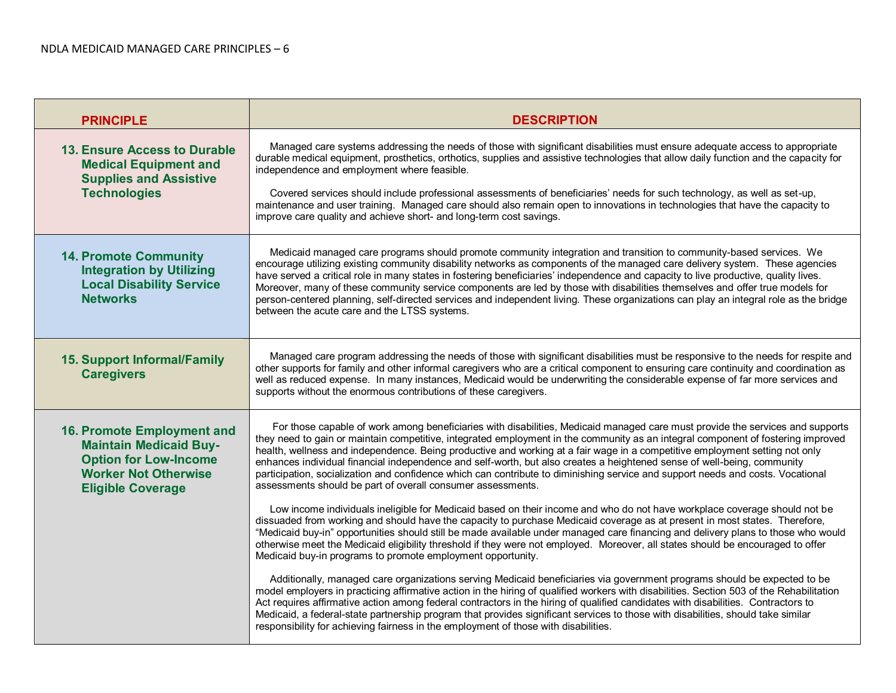| PRINCIPLE | DESCRIPTION |
|---|---|
| **13. Ensure Access to Durable Medical Equipment and Supplies and Assistive Technologies** | Managed care systems addressing the needs of those with significant disabilities must ensure adequate access to appropriate durable medical equipment, prosthetics, orthotics, supplies and assistive technologies that allow daily function and the capacity for independence and employment where feasible.<br><br>Covered services should include professional assessments of beneficiaries' needs for such technology, as well as set-up, maintenance and user training. Managed care should also remain open to innovations in technologies that have the capacity to improve care quality and achieve short- and long-term cost savings. |
| **14. Promote Community Integration by Utilizing Local Disability Service Networks** | Medicaid managed care programs should promote community integration and transition to community-based services. We encourage utilizing existing community disability networks as components of the managed care delivery system. These agencies have served a critical role in many states in fostering beneficiaries' independence and capacity to live productive, quality lives. Moreover, many of these community service components are led by those with disabilities themselves and offer true models for person-centered planning, self-directed services and independent living. These organizations can play an integral role as the bridge between the acute care and the LTSS systems. |
| **15. Support Informal/Family Caregivers** | Managed care program addressing the needs of those with significant disabilities must be responsive to the needs for respite and other supports for family and other informal caregivers who are a critical component to ensuring care continuity and coordination as well as reduced expense. In many instances, Medicaid would be underwriting the considerable expense of far more services and supports without the enormous contributions of these caregivers. |
| **16. Promote Employment and Maintain Medicaid Buy-Option for Low-Income Worker Not Otherwise Eligible Coverage** | For those capable of work among beneficiaries with disabilities, Medicaid managed care must provide the services and supports they need to gain or maintain competitive, integrated employment in the community as an integral component of fostering improved health, wellness and independence. Being productive and working at a fair wage in a competitive employment setting not only enhances individual financial independence and self-worth, but also creates a heightened sense of well-being, community participation, socialization and confidence which can contribute to diminishing service and support needs and costs. Vocational assessments should be part of overall consumer assessments.<br><br>Low income individuals ineligible for Medicaid based on their income and who do not have workplace coverage should not be dissuaded from working and should have the capacity to purchase Medicaid coverage as at present in most states. Therefore, "Medicaid buy-in" opportunities should still be made available under managed care financing and delivery plans to those who would otherwise meet the Medicaid eligibility threshold if they were not employed. Moreover, all states should be encouraged to offer Medicaid buy-in programs to promote employment opportunity.<br><br>Additionally, managed care organizations serving Medicaid beneficiaries via government programs should be expected to be model employers in practicing affirmative action in the hiring of qualified workers with disabilities. Section 503 of the Rehabilitation Act requires affirmative action among federal contractors in the hiring of qualified candidates with disabilities. Contractors to Medicaid, a federal-state partnership program that provides significant services to those with disabilities, should take similar responsibility for achieving fairness in the employment of those with disabilities. |